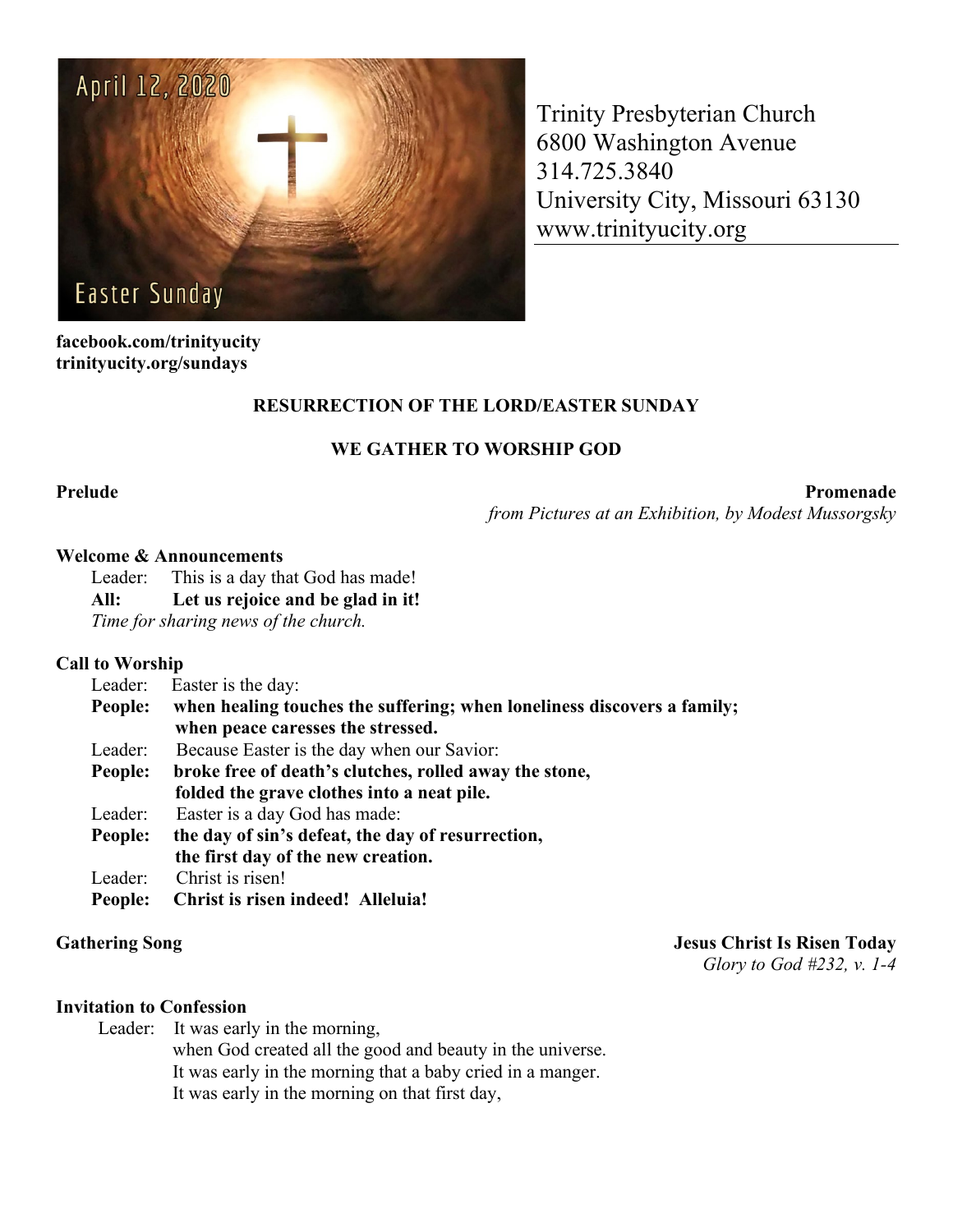April 12, 2020

Easter Sunday

Trinity Presbyterian Church
6800 Washington Avenue
314.725.3840
University City, Missouri 63130
www.trinityucity.org

**facebook.com/trinityucity**
**trinityucity.org/sundays**

## RESURRECTION OF THE LORD/EASTER SUNDAY

### WE GATHER TO WORSHIP GOD

**Prelude** **Promenade**
*from Pictures at an Exhibition, by Modest Mussorgsky*

**Welcome & Announcements**

Leader: This is a day that God has made!
**All: Let us rejoice and be glad in it!**
*Time for sharing news of the church.*

**Call to Worship**

Leader: Easter is the day:
**People: when healing touches the suffering; when loneliness discovers a family; when peace caresses the stressed.**
Leader: Because Easter is the day when our Savior:
**People: broke free of death's clutches, rolled away the stone, folded the grave clothes into a neat pile.**
Leader: Easter is a day God has made:
**People: the day of sin's defeat, the day of resurrection, the first day of the new creation.**
Leader: Christ is risen!
**People: Christ is risen indeed! Alleluia!**

**Gathering Song** **Jesus Christ Is Risen Today**
*Glory to God #232, v. 1-4*

**Invitation to Confession**

Leader: It was early in the morning,
when God created all the good and beauty in the universe.
It was early in the morning that a baby cried in a manger.
It was early in the morning on that first day,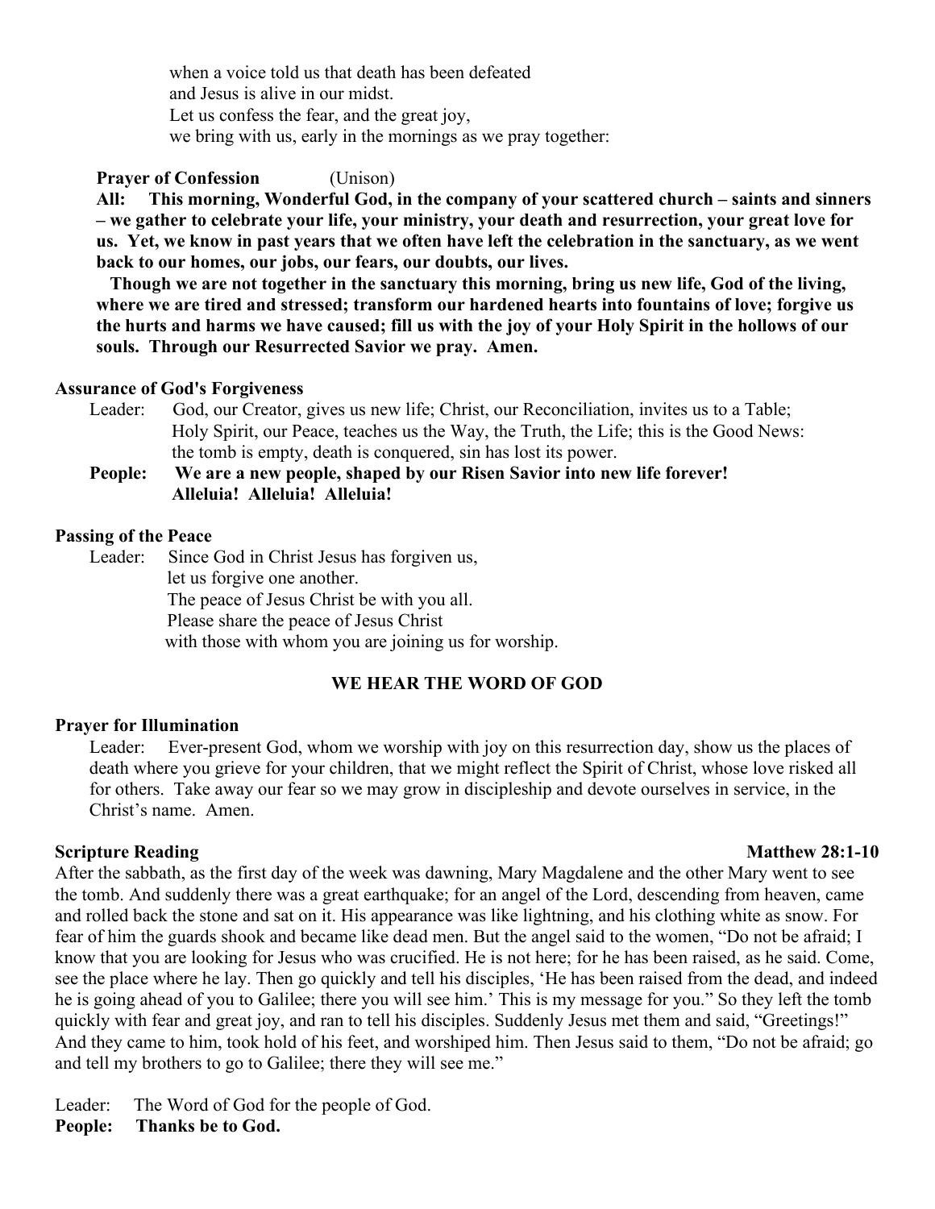when a voice told us that death has been defeated
and Jesus is alive in our midst.
Let us confess the fear, and the great joy,
we bring with us, early in the mornings as we pray together:

**Prayer of Confession** (Unison)

**All: This morning, Wonderful God, in the company of your scattered church – saints and sinners – we gather to celebrate your life, your ministry, your death and resurrection, your great love for us. Yet, we know in past years that we often have left the celebration in the sanctuary, as we went back to our homes, our jobs, our fears, our doubts, our lives.**

**Though we are not together in the sanctuary this morning, bring us new life, God of the living, where we are tired and stressed; transform our hardened hearts into fountains of love; forgive us the hurts and harms we have caused; fill us with the joy of your Holy Spirit in the hollows of our souls. Through our Resurrected Savior we pray. Amen.**

**Assurance of God's Forgiveness**

Leader: God, our Creator, gives us new life; Christ, our Reconciliation, invites us to a Table; Holy Spirit, our Peace, teaches us the Way, the Truth, the Life; this is the Good News: the tomb is empty, death is conquered, sin has lost its power.

**People: We are a new people, shaped by our Risen Savior into new life forever! Alleluia! Alleluia! Alleluia!**

**Passing of the Peace**

Leader: Since God in Christ Jesus has forgiven us,
let us forgive one another.
The peace of Jesus Christ be with you all.
Please share the peace of Jesus Christ
with those with whom you are joining us for worship.

## WE HEAR THE WORD OF GOD

**Prayer for Illumination**

Leader: Ever-present God, whom we worship with joy on this resurrection day, show us the places of death where you grieve for your children, that we might reflect the Spirit of Christ, whose love risked all for others. Take away our fear so we may grow in discipleship and devote ourselves in service, in the Christ's name. Amen.

**Scripture Reading** **Matthew 28:1-10**

After the sabbath, as the first day of the week was dawning, Mary Magdalene and the other Mary went to see the tomb. And suddenly there was a great earthquake; for an angel of the Lord, descending from heaven, came and rolled back the stone and sat on it. His appearance was like lightning, and his clothing white as snow. For fear of him the guards shook and became like dead men. But the angel said to the women, "Do not be afraid; I know that you are looking for Jesus who was crucified. He is not here; for he has been raised, as he said. Come, see the place where he lay. Then go quickly and tell his disciples, 'He has been raised from the dead, and indeed he is going ahead of you to Galilee; there you will see him.' This is my message for you." So they left the tomb quickly with fear and great joy, and ran to tell his disciples. Suddenly Jesus met them and said, "Greetings!" And they came to him, took hold of his feet, and worshiped him. Then Jesus said to them, "Do not be afraid; go and tell my brothers to go to Galilee; there they will see me."

Leader: The Word of God for the people of God.
**People: Thanks be to God.**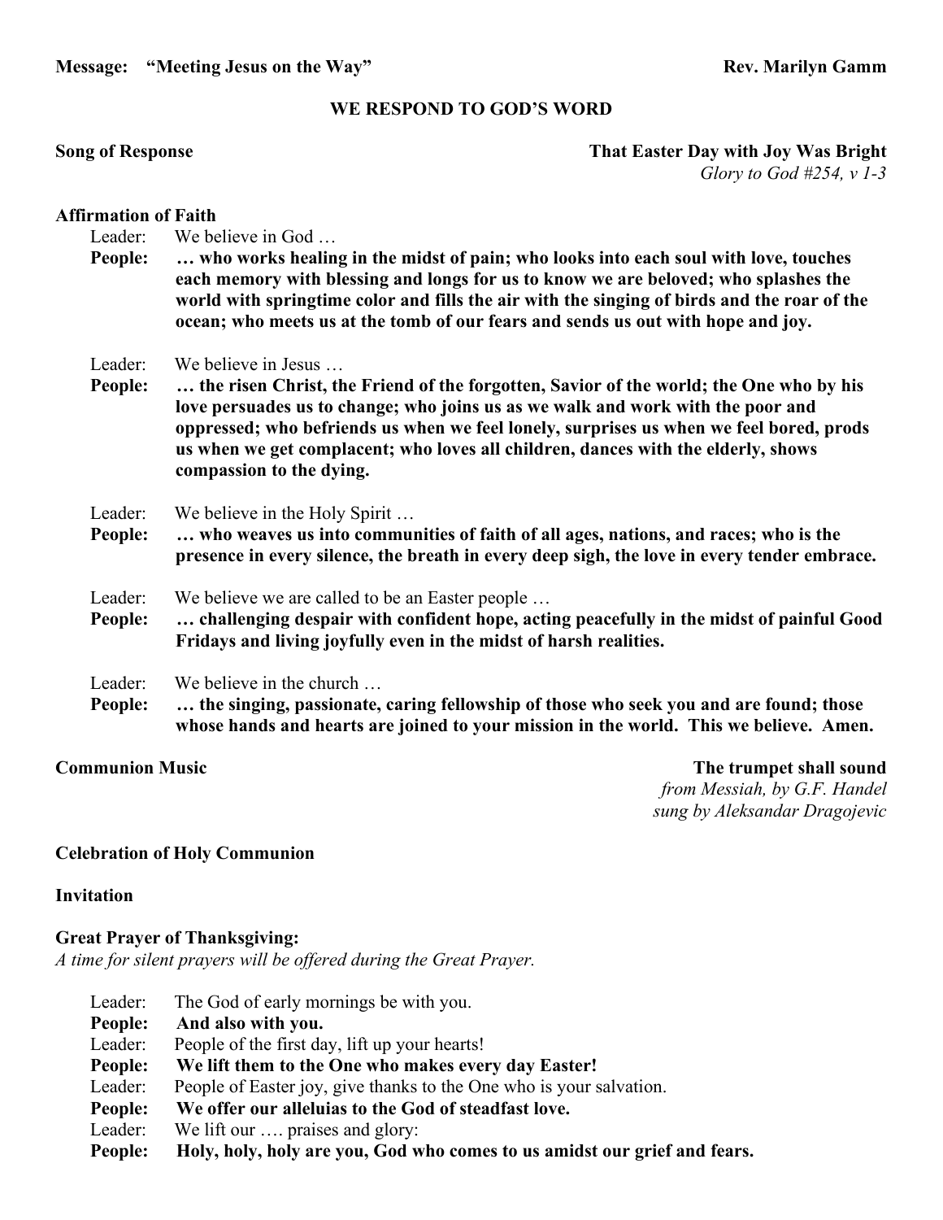**Message: "Meeting Jesus on the Way"** **Rev. Marilyn Gamm**

## WE RESPOND TO GOD'S WORD

**Song of Response** **That Easter Day with Joy Was Bright**
*Glory to God #254, v 1-3*

**Affirmation of Faith**

Leader: We believe in God …
**People: … who works healing in the midst of pain; who looks into each soul with love, touches each memory with blessing and longs for us to know we are beloved; who splashes the world with springtime color and fills the air with the singing of birds and the roar of the ocean; who meets us at the tomb of our fears and sends us out with hope and joy.**

Leader: We believe in Jesus …
**People: … the risen Christ, the Friend of the forgotten, Savior of the world; the One who by his love persuades us to change; who joins us as we walk and work with the poor and oppressed; who befriends us when we feel lonely, surprises us when we feel bored, prods us when we get complacent; who loves all children, dances with the elderly, shows compassion to the dying.**

Leader: We believe in the Holy Spirit …
**People: … who weaves us into communities of faith of all ages, nations, and races; who is the presence in every silence, the breath in every deep sigh, the love in every tender embrace.**

Leader: We believe we are called to be an Easter people …
**People: … challenging despair with confident hope, acting peacefully in the midst of painful Good Fridays and living joyfully even in the midst of harsh realities.**

Leader: We believe in the church …
**People: … the singing, passionate, caring fellowship of those who seek you and are found; those whose hands and hearts are joined to your mission in the world. This we believe. Amen.**

**Communion Music** **The trumpet shall sound**
*from Messiah, by G.F. Handel*
*sung by Aleksandar Dragojevic*

**Celebration of Holy Communion**

**Invitation**

**Great Prayer of Thanksgiving:**
*A time for silent prayers will be offered during the Great Prayer.*

Leader: The God of early mornings be with you.
**People: And also with you.**
Leader: People of the first day, lift up your hearts!
**People: We lift them to the One who makes every day Easter!**
Leader: People of Easter joy, give thanks to the One who is your salvation.
**People: We offer our alleluias to the God of steadfast love.**
Leader: We lift our …. praises and glory:
**People: Holy, holy, holy are you, God who comes to us amidst our grief and fears.**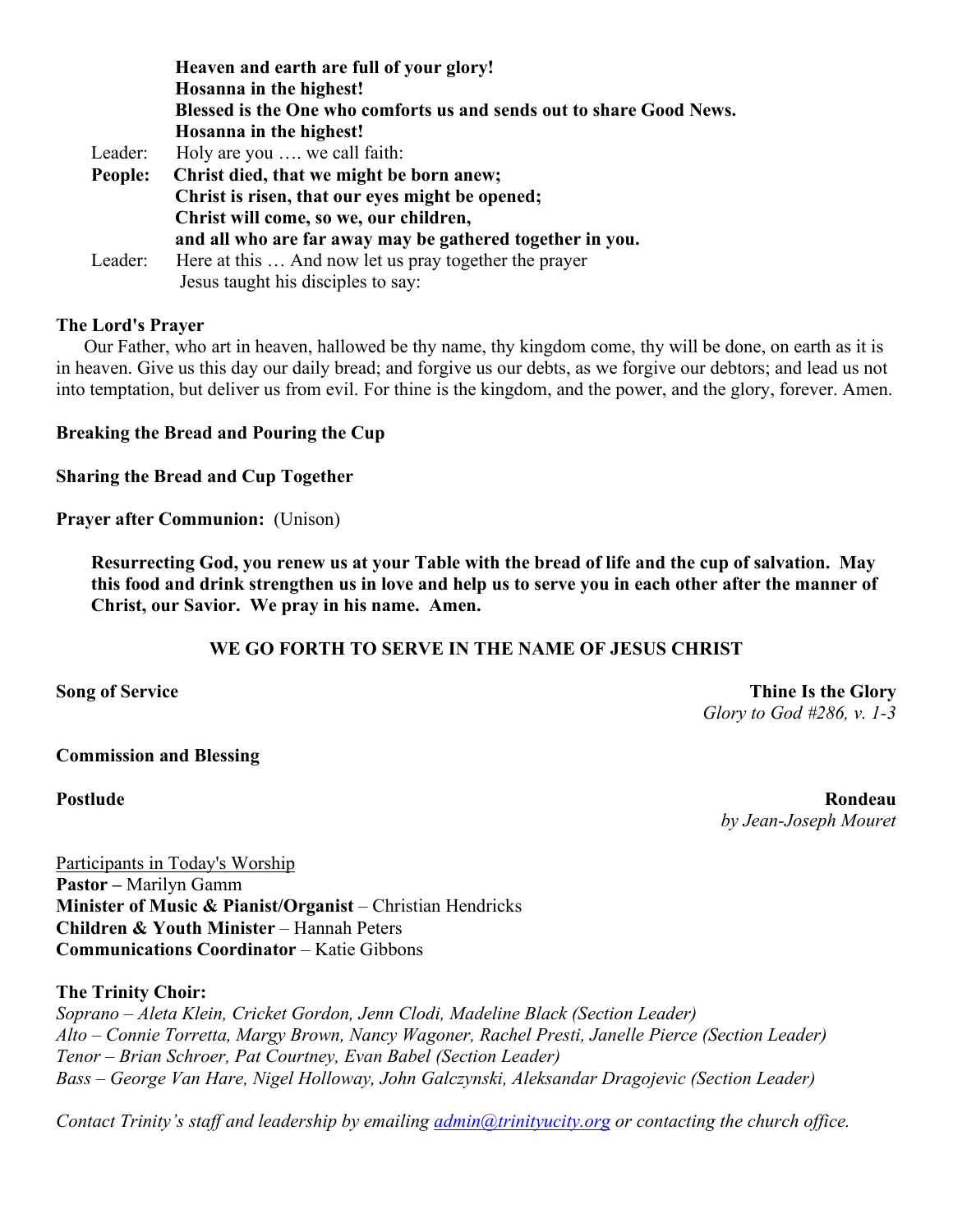**Heaven and earth are full of your glory!**
**Hosanna in the highest!**
**Blessed is the One who comforts us and sends out to share Good News.**
**Hosanna in the highest!**

Leader: Holy are you …. we call faith:

**People: Christ died, that we might be born anew;**
**Christ is risen, that our eyes might be opened;**
**Christ will come, so we, our children,**
**and all who are far away may be gathered together in you.**

Leader: Here at this … And now let us pray together the prayer Jesus taught his disciples to say:

**The Lord's Prayer**

Our Father, who art in heaven, hallowed be thy name, thy kingdom come, thy will be done, on earth as it is in heaven. Give us this day our daily bread; and forgive us our debts, as we forgive our debtors; and lead us not into temptation, but deliver us from evil. For thine is the kingdom, and the power, and the glory, forever. Amen.

**Breaking the Bread and Pouring the Cup**

**Sharing the Bread and Cup Together**

**Prayer after Communion:** (Unison)

**Resurrecting God, you renew us at your Table with the bread of life and the cup of salvation. May this food and drink strengthen us in love and help us to serve you in each other after the manner of Christ, our Savior. We pray in his name. Amen.**

**WE GO FORTH TO SERVE IN THE NAME OF JESUS CHRIST**

**Song of Service** — **Thine Is the Glory**
*Glory to God #286, v. 1-3*

**Commission and Blessing**

**Postlude** — **Rondeau**
*by Jean-Joseph Mouret*

Participants in Today's Worship
**Pastor –** Marilyn Gamm
**Minister of Music & Pianist/Organist** – Christian Hendricks
**Children & Youth Minister** – Hannah Peters
**Communications Coordinator** – Katie Gibbons

**The Trinity Choir:**
*Soprano – Aleta Klein, Cricket Gordon, Jenn Clodi, Madeline Black (Section Leader)*
*Alto – Connie Torretta, Margy Brown, Nancy Wagoner, Rachel Presti, Janelle Pierce (Section Leader)*
*Tenor – Brian Schroer, Pat Courtney, Evan Babel (Section Leader)*
*Bass – George Van Hare, Nigel Holloway, John Galczynski, Aleksandar Dragojevic (Section Leader)*

*Contact Trinity's staff and leadership by emailing admin@trinityucity.org or contacting the church office.*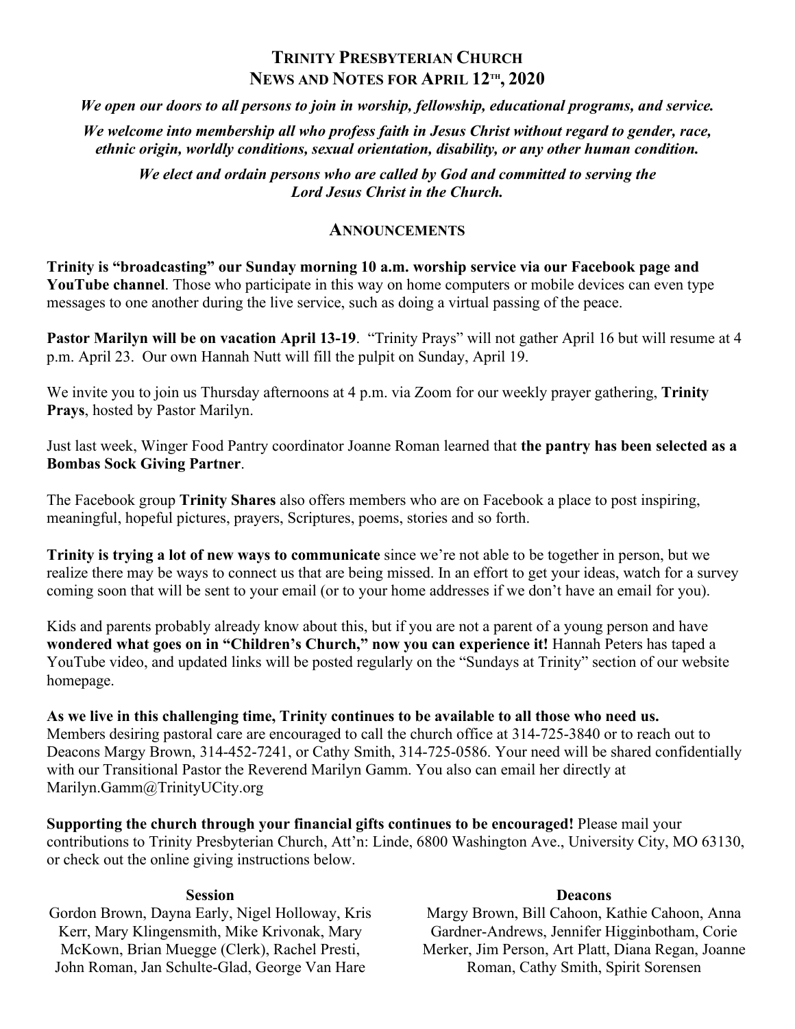# Trinity Presbyterian Church
## News and Notes for April 12th, 2020

***We open our doors to all persons to join in worship, fellowship, educational programs, and service.***

***We welcome into membership all who profess faith in Jesus Christ without regard to gender, race, ethnic origin, worldly conditions, sexual orientation, disability, or any other human condition.***

***We elect and ordain persons who are called by God and committed to serving the Lord Jesus Christ in the Church.***

## Announcements

**Trinity is "broadcasting" our Sunday morning 10 a.m. worship service via our Facebook page and YouTube channel**. Those who participate in this way on home computers or mobile devices can even type messages to one another during the live service, such as doing a virtual passing of the peace.

**Pastor Marilyn will be on vacation April 13-19**. "Trinity Prays" will not gather April 16 but will resume at 4 p.m. April 23. Our own Hannah Nutt will fill the pulpit on Sunday, April 19.

We invite you to join us Thursday afternoons at 4 p.m. via Zoom for our weekly prayer gathering, **Trinity Prays**, hosted by Pastor Marilyn.

Just last week, Winger Food Pantry coordinator Joanne Roman learned that **the pantry has been selected as a Bombas Sock Giving Partner**.

The Facebook group **Trinity Shares** also offers members who are on Facebook a place to post inspiring, meaningful, hopeful pictures, prayers, Scriptures, poems, stories and so forth.

**Trinity is trying a lot of new ways to communicate** since we're not able to be together in person, but we realize there may be ways to connect us that are being missed. In an effort to get your ideas, watch for a survey coming soon that will be sent to your email (or to your home addresses if we don't have an email for you).

Kids and parents probably already know about this, but if you are not a parent of a young person and have **wondered what goes on in "Children's Church," now you can experience it!** Hannah Peters has taped a YouTube video, and updated links will be posted regularly on the "Sundays at Trinity" section of our website homepage.

**As we live in this challenging time, Trinity continues to be available to all those who need us.** Members desiring pastoral care are encouraged to call the church office at 314-725-3840 or to reach out to Deacons Margy Brown, 314-452-7241, or Cathy Smith, 314-725-0586. Your need will be shared confidentially with our Transitional Pastor the Reverend Marilyn Gamm. You also can email her directly at Marilyn.Gamm@TrinityUCity.org

**Supporting the church through your financial gifts continues to be encouraged!** Please mail your contributions to Trinity Presbyterian Church, Att'n: Linde, 6800 Washington Ave., University City, MO 63130, or check out the online giving instructions below.

**Session**

Gordon Brown, Dayna Early, Nigel Holloway, Kris Kerr, Mary Klingensmith, Mike Krivonak, Mary McKown, Brian Muegge (Clerk), Rachel Presti, John Roman, Jan Schulte-Glad, George Van Hare

**Deacons**

Margy Brown, Bill Cahoon, Kathie Cahoon, Anna Gardner-Andrews, Jennifer Higginbotham, Corie Merker, Jim Person, Art Platt, Diana Regan, Joanne Roman, Cathy Smith, Spirit Sorensen